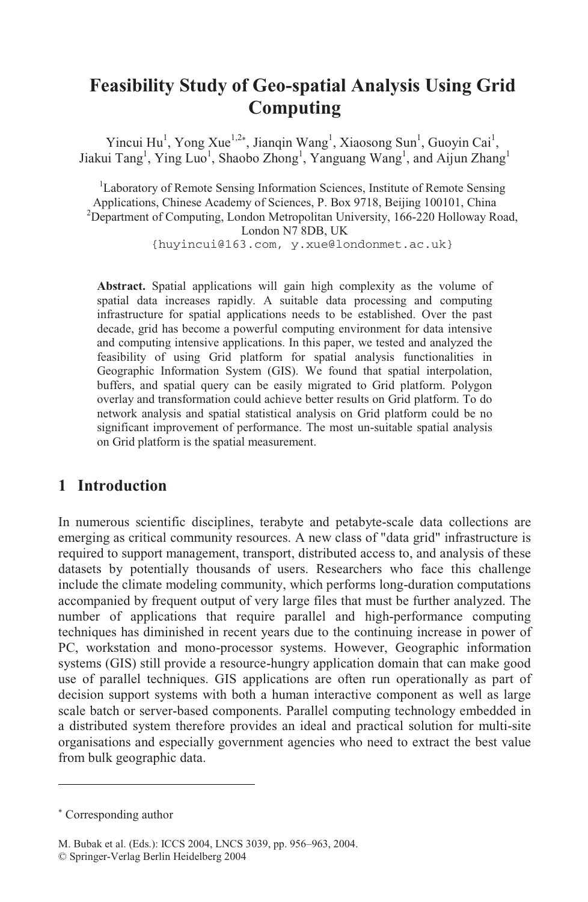# Feasibility Study of Geo-spatial Analysis Using Grid Computing

Yincui Hu[1], Yong Xue[1,2*], Jianqin Wang[1], Xiaosong Sun[1], Guoyin Cai[1], Jiakui Tang[1], Ying Luo[1], Shaobo Zhong[1], Yanguang Wang[1], and Aijun Zhang[1]

[1]Laboratory of Remote Sensing Information Sciences, Institute of Remote Sensing Applications, Chinese Academy of Sciences, P. Box 9718, Beijing 100101, China
[2]Department of Computing, London Metropolitan University, 166-220 Holloway Road, London N7 8DB, UK
{huyincui@163.com, y.xue@londonmet.ac.uk}

**Abstract.** Spatial applications will gain high complexity as the volume of spatial data increases rapidly. A suitable data processing and computing infrastructure for spatial applications needs to be established. Over the past decade, grid has become a powerful computing environment for data intensive and computing intensive applications. In this paper, we tested and analyzed the feasibility of using Grid platform for spatial analysis functionalities in Geographic Information System (GIS). We found that spatial interpolation, buffers, and spatial query can be easily migrated to Grid platform. Polygon overlay and transformation could achieve better results on Grid platform. To do network analysis and spatial statistical analysis on Grid platform could be no significant improvement of performance. The most un-suitable spatial analysis on Grid platform is the spatial measurement.

## 1 Introduction

In numerous scientific disciplines, terabyte and petabyte-scale data collections are emerging as critical community resources. A new class of "data grid" infrastructure is required to support management, transport, distributed access to, and analysis of these datasets by potentially thousands of users. Researchers who face this challenge include the climate modeling community, which performs long-duration computations accompanied by frequent output of very large files that must be further analyzed. The number of applications that require parallel and high-performance computing techniques has diminished in recent years due to the continuing increase in power of PC, workstation and mono-processor systems. However, Geographic information systems (GIS) still provide a resource-hungry application domain that can make good use of parallel techniques. GIS applications are often run operationally as part of decision support systems with both a human interactive component as well as large scale batch or server-based components. Parallel computing technology embedded in a distributed system therefore provides an ideal and practical solution for multi-site organisations and especially government agencies who need to extract the best value from bulk geographic data.

* Corresponding author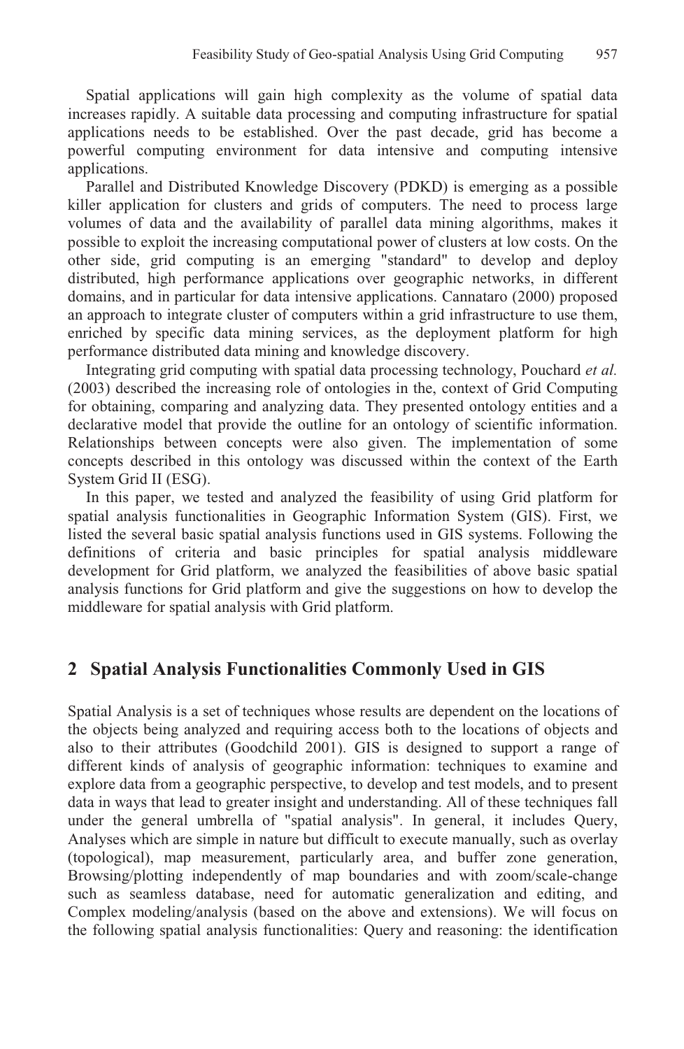Spatial applications will gain high complexity as the volume of spatial data increases rapidly. A suitable data processing and computing infrastructure for spatial applications needs to be established. Over the past decade, grid has become a powerful computing environment for data intensive and computing intensive applications.

Parallel and Distributed Knowledge Discovery (PDKD) is emerging as a possible killer application for clusters and grids of computers. The need to process large volumes of data and the availability of parallel data mining algorithms, makes it possible to exploit the increasing computational power of clusters at low costs. On the other side, grid computing is an emerging "standard" to develop and deploy distributed, high performance applications over geographic networks, in different domains, and in particular for data intensive applications. Cannataro (2000) proposed an approach to integrate cluster of computers within a grid infrastructure to use them, enriched by specific data mining services, as the deployment platform for high performance distributed data mining and knowledge discovery.

Integrating grid computing with spatial data processing technology, Pouchard *et al.* (2003) described the increasing role of ontologies in the, context of Grid Computing for obtaining, comparing and analyzing data. They presented ontology entities and a declarative model that provide the outline for an ontology of scientific information. Relationships between concepts were also given. The implementation of some concepts described in this ontology was discussed within the context of the Earth System Grid II (ESG).

In this paper, we tested and analyzed the feasibility of using Grid platform for spatial analysis functionalities in Geographic Information System (GIS). First, we listed the several basic spatial analysis functions used in GIS systems. Following the definitions of criteria and basic principles for spatial analysis middleware development for Grid platform, we analyzed the feasibilities of above basic spatial analysis functions for Grid platform and give the suggestions on how to develop the middleware for spatial analysis with Grid platform.

## 2 Spatial Analysis Functionalities Commonly Used in GIS

Spatial Analysis is a set of techniques whose results are dependent on the locations of the objects being analyzed and requiring access both to the locations of objects and also to their attributes (Goodchild 2001). GIS is designed to support a range of different kinds of analysis of geographic information: techniques to examine and explore data from a geographic perspective, to develop and test models, and to present data in ways that lead to greater insight and understanding. All of these techniques fall under the general umbrella of "spatial analysis". In general, it includes Query, Analyses which are simple in nature but difficult to execute manually, such as overlay (topological), map measurement, particularly area, and buffer zone generation, Browsing/plotting independently of map boundaries and with zoom/scale-change such as seamless database, need for automatic generalization and editing, and Complex modeling/analysis (based on the above and extensions). We will focus on the following spatial analysis functionalities: Query and reasoning: the identification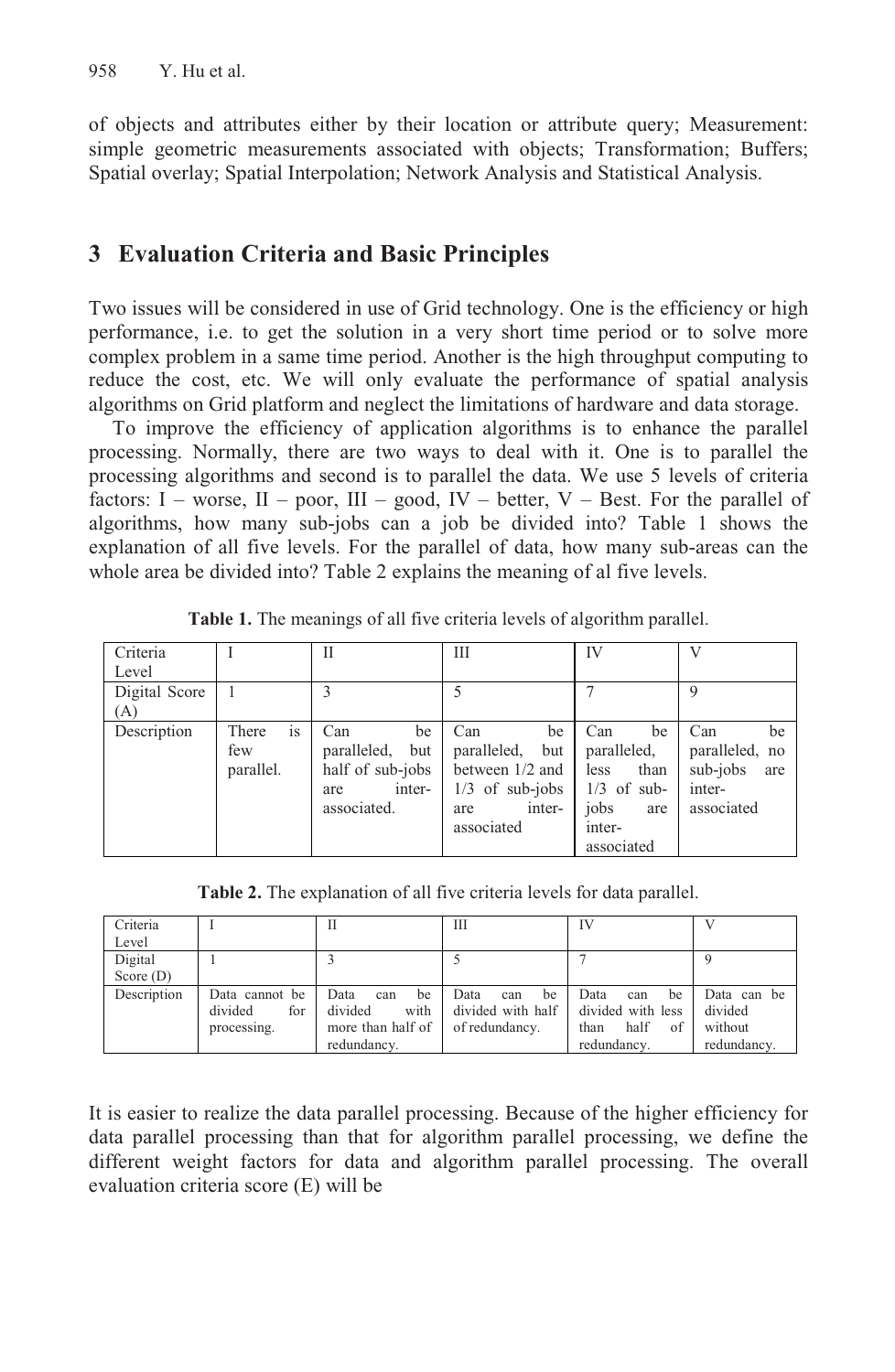of objects and attributes either by their location or attribute query; Measurement: simple geometric measurements associated with objects; Transformation; Buffers; Spatial overlay; Spatial Interpolation; Network Analysis and Statistical Analysis.

## 3 Evaluation Criteria and Basic Principles

Two issues will be considered in use of Grid technology. One is the efficiency or high performance, i.e. to get the solution in a very short time period or to solve more complex problem in a same time period. Another is the high throughput computing to reduce the cost, etc. We will only evaluate the performance of spatial analysis algorithms on Grid platform and neglect the limitations of hardware and data storage.

To improve the efficiency of application algorithms is to enhance the parallel processing. Normally, there are two ways to deal with it. One is to parallel the processing algorithms and second is to parallel the data. We use 5 levels of criteria factors: I – worse, II – poor, III – good, IV – better, V – Best. For the parallel of algorithms, how many sub-jobs can a job be divided into? Table 1 shows the explanation of all five levels. For the parallel of data, how many sub-areas can the whole area be divided into? Table 2 explains the meaning of al five levels.

**Table 1.** The meanings of all five criteria levels of algorithm parallel.

| Criteria Level | I | II | III | IV | V |
|---|---|---|---|---|---|
| Digital Score (A) | 1 | 3 | 5 | 7 | 9 |
| Description | There is few parallel. | Can be paralleled, but half of sub-jobs are inter-associated. | Can be paralleled, but between 1/2 and 1/3 of sub-jobs are inter-associated | Can be paralleled, less than 1/3 of sub-jobs are inter-associated | Can be paralleled, no sub-jobs are inter-associated |

**Table 2.** The explanation of all five criteria levels for data parallel.

| Criteria Level | I | II | III | IV | V |
|---|---|---|---|---|---|
| Digital Score (D) | 1 | 3 | 5 | 7 | 9 |
| Description | Data cannot be divided for processing. | Data can be divided with more than half of redundancy. | Data can be divided with half of redundancy. | Data can be divided with less than half of redundancy. | Data can be divided without redundancy. |

It is easier to realize the data parallel processing. Because of the higher efficiency for data parallel processing than that for algorithm parallel processing, we define the different weight factors for data and algorithm parallel processing. The overall evaluation criteria score (E) will be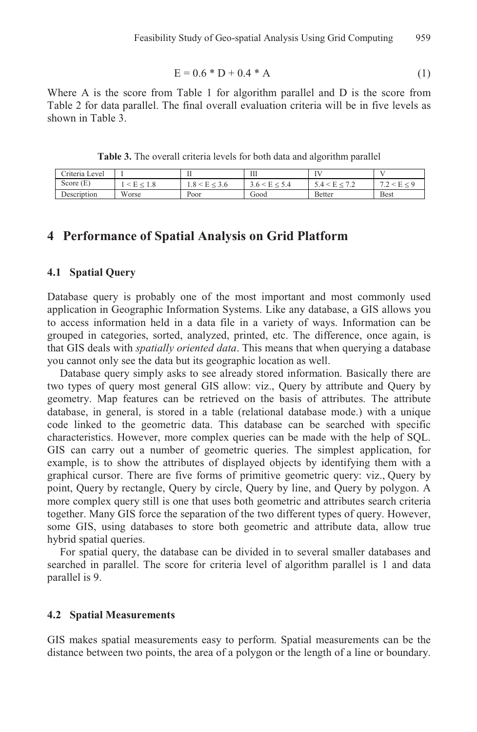$$E = 0.6 * D + 0.4 * A \tag{1}$$

Where A is the score from Table 1 for algorithm parallel and D is the score from Table 2 for data parallel. The final overall evaluation criteria will be in five levels as shown in Table 3.

**Table 3.** The overall criteria levels for both data and algorithm parallel

| Criteria Level | I | II | III | IV | V |
|---|---|---|---|---|---|
| Score (E) | $1 < E \leq 1.8$ | $1.8 < E \leq 3.6$ | $3.6 < E \leq 5.4$ | $5.4 < E \leq 7.2$ | $7.2 < E \leq 9$ |
| Description | Worse | Poor | Good | Better | Best |

## 4 Performance of Spatial Analysis on Grid Platform

### 4.1 Spatial Query

Database query is probably one of the most important and most commonly used application in Geographic Information Systems. Like any database, a GIS allows you to access information held in a data file in a variety of ways. Information can be grouped in categories, sorted, analyzed, printed, etc. The difference, once again, is that GIS deals with *spatially oriented data*. This means that when querying a database you cannot only see the data but its geographic location as well.

Database query simply asks to see already stored information. Basically there are two types of query most general GIS allow: viz., Query by attribute and Query by geometry. Map features can be retrieved on the basis of attributes. The attribute database, in general, is stored in a table (relational database mode.) with a unique code linked to the geometric data. This database can be searched with specific characteristics. However, more complex queries can be made with the help of SQL. GIS can carry out a number of geometric queries. The simplest application, for example, is to show the attributes of displayed objects by identifying them with a graphical cursor. There are five forms of primitive geometric query: viz., Query by point, Query by rectangle, Query by circle, Query by line, and Query by polygon. A more complex query still is one that uses both geometric and attributes search criteria together. Many GIS force the separation of the two different types of query. However, some GIS, using databases to store both geometric and attribute data, allow true hybrid spatial queries.

For spatial query, the database can be divided in to several smaller databases and searched in parallel. The score for criteria level of algorithm parallel is 1 and data parallel is 9.

### 4.2 Spatial Measurements

GIS makes spatial measurements easy to perform. Spatial measurements can be the distance between two points, the area of a polygon or the length of a line or boundary.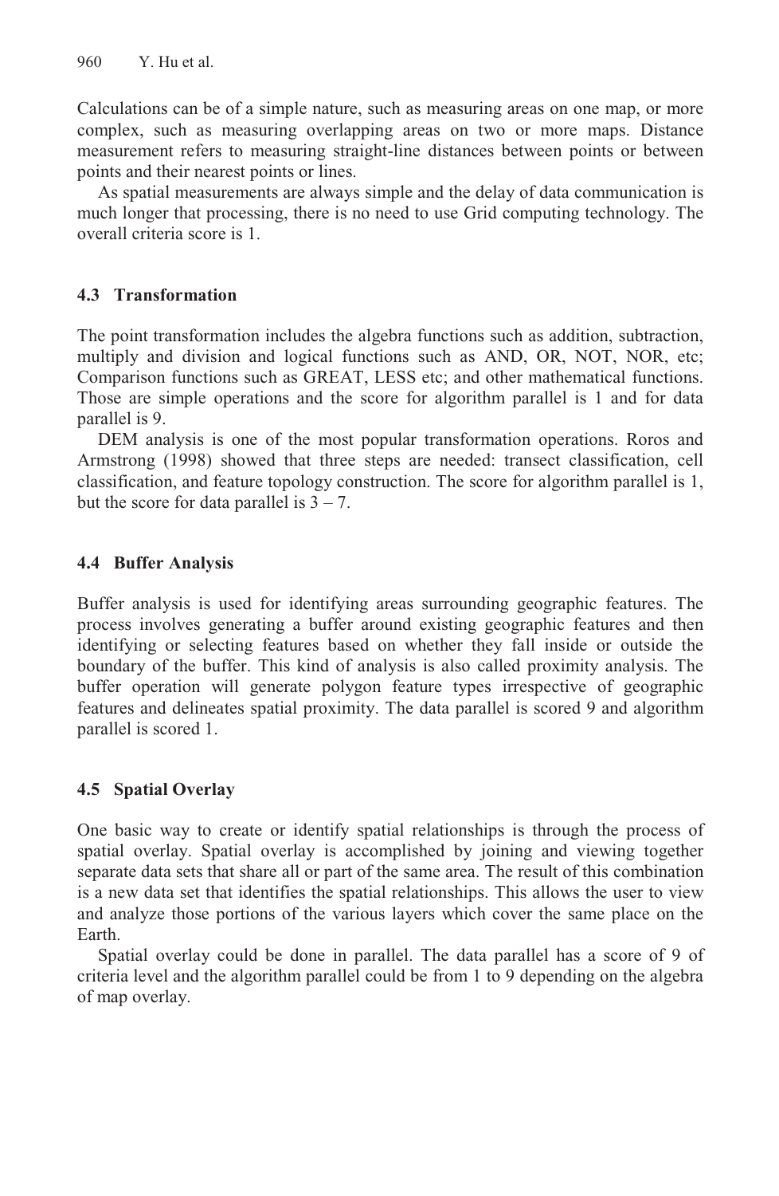Calculations can be of a simple nature, such as measuring areas on one map, or more complex, such as measuring overlapping areas on two or more maps. Distance measurement refers to measuring straight-line distances between points or between points and their nearest points or lines.

As spatial measurements are always simple and the delay of data communication is much longer that processing, there is no need to use Grid computing technology. The overall criteria score is 1.

### 4.3 Transformation

The point transformation includes the algebra functions such as addition, subtraction, multiply and division and logical functions such as AND, OR, NOT, NOR, etc; Comparison functions such as GREAT, LESS etc; and other mathematical functions. Those are simple operations and the score for algorithm parallel is 1 and for data parallel is 9.

DEM analysis is one of the most popular transformation operations. Roros and Armstrong (1998) showed that three steps are needed: transect classification, cell classification, and feature topology construction. The score for algorithm parallel is 1, but the score for data parallel is 3 – 7.

### 4.4 Buffer Analysis

Buffer analysis is used for identifying areas surrounding geographic features. The process involves generating a buffer around existing geographic features and then identifying or selecting features based on whether they fall inside or outside the boundary of the buffer. This kind of analysis is also called proximity analysis. The buffer operation will generate polygon feature types irrespective of geographic features and delineates spatial proximity. The data parallel is scored 9 and algorithm parallel is scored 1.

### 4.5 Spatial Overlay

One basic way to create or identify spatial relationships is through the process of spatial overlay. Spatial overlay is accomplished by joining and viewing together separate data sets that share all or part of the same area. The result of this combination is a new data set that identifies the spatial relationships. This allows the user to view and analyze those portions of the various layers which cover the same place on the Earth.

Spatial overlay could be done in parallel. The data parallel has a score of 9 of criteria level and the algorithm parallel could be from 1 to 9 depending on the algebra of map overlay.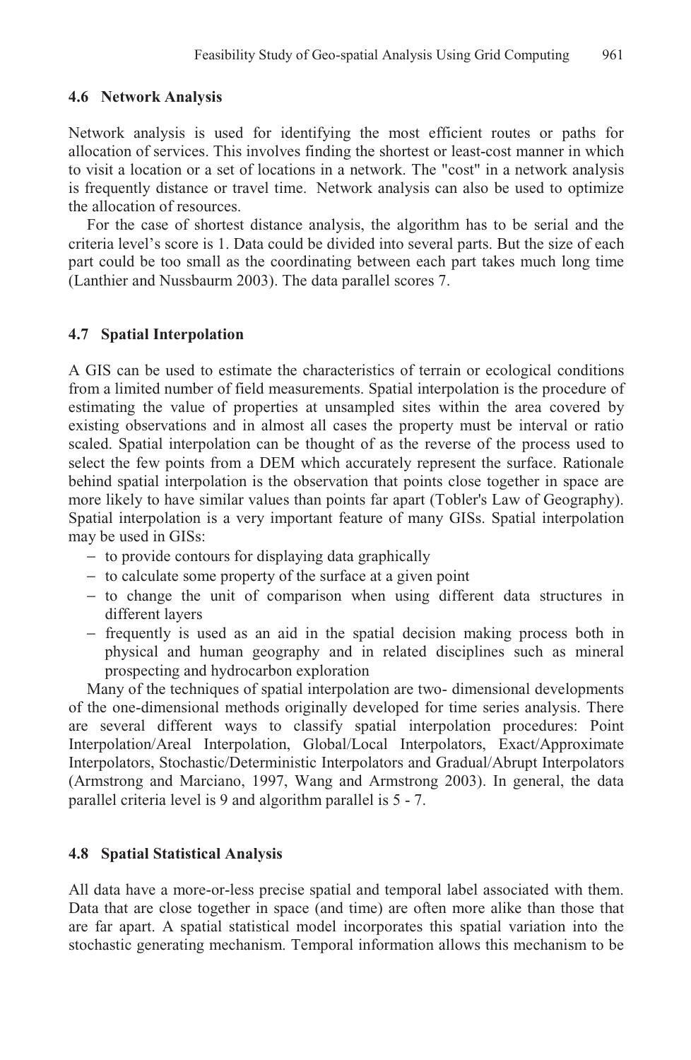### 4.6 Network Analysis

Network analysis is used for identifying the most efficient routes or paths for allocation of services. This involves finding the shortest or least-cost manner in which to visit a location or a set of locations in a network. The "cost" in a network analysis is frequently distance or travel time. Network analysis can also be used to optimize the allocation of resources.

For the case of shortest distance analysis, the algorithm has to be serial and the criteria level's score is 1. Data could be divided into several parts. But the size of each part could be too small as the coordinating between each part takes much long time (Lanthier and Nussbaurm 2003). The data parallel scores 7.

### 4.7 Spatial Interpolation

A GIS can be used to estimate the characteristics of terrain or ecological conditions from a limited number of field measurements. Spatial interpolation is the procedure of estimating the value of properties at unsampled sites within the area covered by existing observations and in almost all cases the property must be interval or ratio scaled. Spatial interpolation can be thought of as the reverse of the process used to select the few points from a DEM which accurately represent the surface. Rationale behind spatial interpolation is the observation that points close together in space are more likely to have similar values than points far apart (Tobler's Law of Geography). Spatial interpolation is a very important feature of many GISs. Spatial interpolation may be used in GISs:

- to provide contours for displaying data graphically
- to calculate some property of the surface at a given point
- to change the unit of comparison when using different data structures in different layers
- frequently is used as an aid in the spatial decision making process both in physical and human geography and in related disciplines such as mineral prospecting and hydrocarbon exploration

Many of the techniques of spatial interpolation are two- dimensional developments of the one-dimensional methods originally developed for time series analysis. There are several different ways to classify spatial interpolation procedures: Point Interpolation/Areal Interpolation, Global/Local Interpolators, Exact/Approximate Interpolators, Stochastic/Deterministic Interpolators and Gradual/Abrupt Interpolators (Armstrong and Marciano, 1997, Wang and Armstrong 2003). In general, the data parallel criteria level is 9 and algorithm parallel is 5 - 7.

### 4.8 Spatial Statistical Analysis

All data have a more-or-less precise spatial and temporal label associated with them. Data that are close together in space (and time) are often more alike than those that are far apart. A spatial statistical model incorporates this spatial variation into the stochastic generating mechanism. Temporal information allows this mechanism to be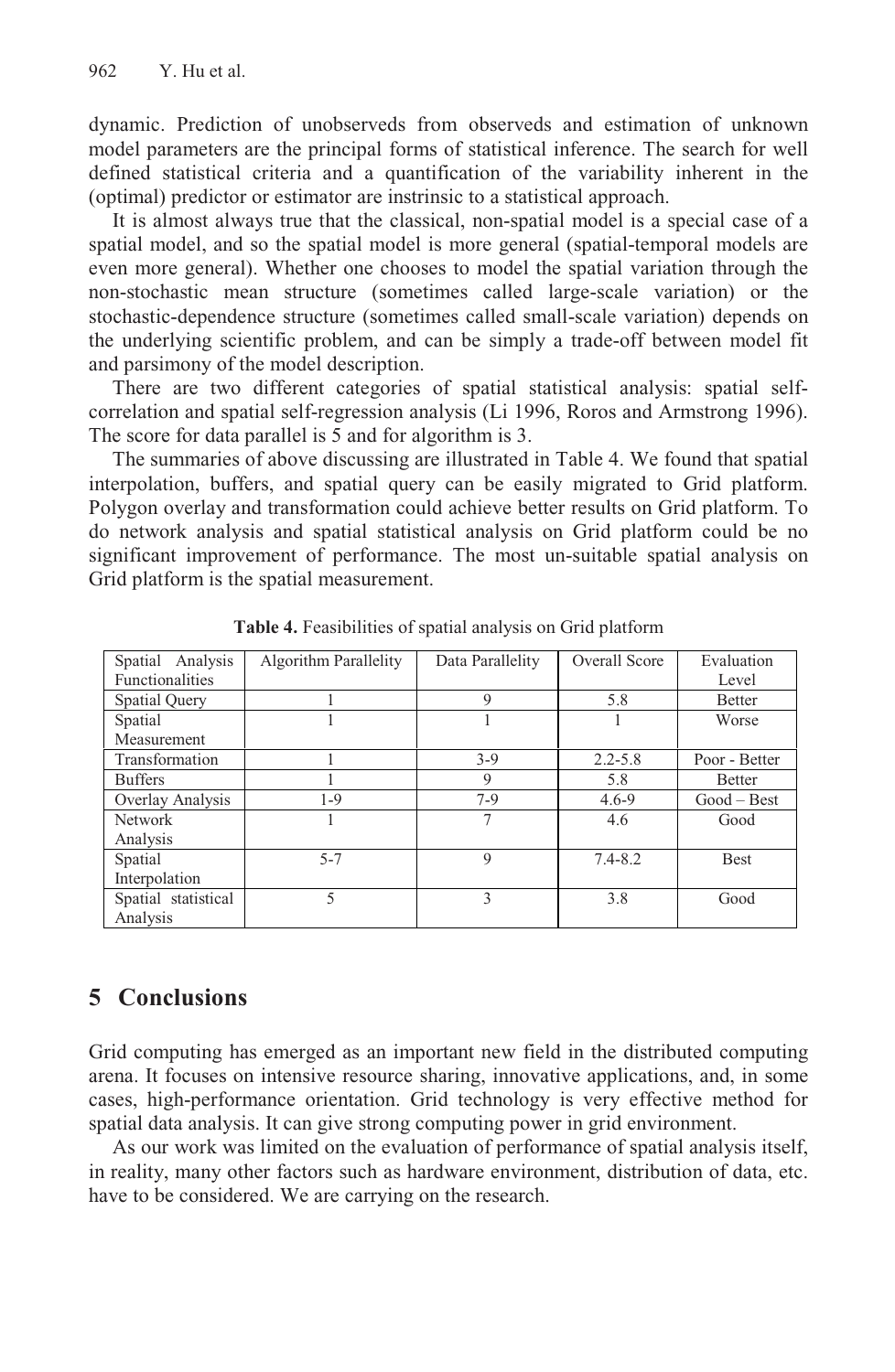dynamic. Prediction of unobserveds from observeds and estimation of unknown model parameters are the principal forms of statistical inference. The search for well defined statistical criteria and a quantification of the variability inherent in the (optimal) predictor or estimator are instrinsic to a statistical approach.

It is almost always true that the classical, non-spatial model is a special case of a spatial model, and so the spatial model is more general (spatial-temporal models are even more general). Whether one chooses to model the spatial variation through the non-stochastic mean structure (sometimes called large-scale variation) or the stochastic-dependence structure (sometimes called small-scale variation) depends on the underlying scientific problem, and can be simply a trade-off between model fit and parsimony of the model description.

There are two different categories of spatial statistical analysis: spatial self-correlation and spatial self-regression analysis (Li 1996, Roros and Armstrong 1996). The score for data parallel is 5 and for algorithm is 3.

The summaries of above discussing are illustrated in Table 4. We found that spatial interpolation, buffers, and spatial query can be easily migrated to Grid platform. Polygon overlay and transformation could achieve better results on Grid platform. To do network analysis and spatial statistical analysis on Grid platform could be no significant improvement of performance. The most un-suitable spatial analysis on Grid platform is the spatial measurement.

**Table 4.** Feasibilities of spatial analysis on Grid platform

| Spatial Analysis Functionalities | Algorithm Parallelity | Data Parallelity | Overall Score | Evaluation Level |
|---|---|---|---|---|
| Spatial Query | 1 | 9 | 5.8 | Better |
| Spatial Measurement | 1 | 1 | 1 | Worse |
| Transformation | 1 | 3-9 | 2.2-5.8 | Poor - Better |
| Buffers | 1 | 9 | 5.8 | Better |
| Overlay Analysis | 1-9 | 7-9 | 4.6-9 | Good – Best |
| Network Analysis | 1 | 7 | 4.6 | Good |
| Spatial Interpolation | 5-7 | 9 | 7.4-8.2 | Best |
| Spatial statistical Analysis | 5 | 3 | 3.8 | Good |

## 5 Conclusions

Grid computing has emerged as an important new field in the distributed computing arena. It focuses on intensive resource sharing, innovative applications, and, in some cases, high-performance orientation. Grid technology is very effective method for spatial data analysis. It can give strong computing power in grid environment.

As our work was limited on the evaluation of performance of spatial analysis itself, in reality, many other factors such as hardware environment, distribution of data, etc. have to be considered. We are carrying on the research.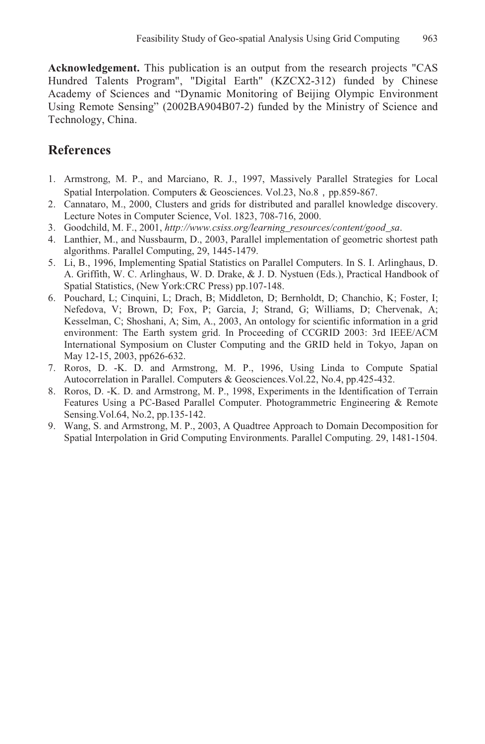**Acknowledgement.** This publication is an output from the research projects "CAS Hundred Talents Program", "Digital Earth" (KZCX2-312) funded by Chinese Academy of Sciences and “Dynamic Monitoring of Beijing Olympic Environment Using Remote Sensing” (2002BA904B07-2) funded by the Ministry of Science and Technology, China.

## References

1. Armstrong, M. P., and Marciano, R. J., 1997, Massively Parallel Strategies for Local Spatial Interpolation. Computers & Geosciences. Vol.23, No.8，pp.859-867.
2. Cannataro, M., 2000, Clusters and grids for distributed and parallel knowledge discovery. Lecture Notes in Computer Science, Vol. 1823, 708-716, 2000.
3. Goodchild, M. F., 2001, *http://www.csiss.org/learning_resources/content/good_sa*.
4. Lanthier, M., and Nussbaurm, D., 2003, Parallel implementation of geometric shortest path algorithms. Parallel Computing, 29, 1445-1479.
5. Li, B., 1996, Implementing Spatial Statistics on Parallel Computers. In S. I. Arlinghaus, D. A. Griffith, W. C. Arlinghaus, W. D. Drake, & J. D. Nystuen (Eds.), Practical Handbook of Spatial Statistics, (New York:CRC Press) pp.107-148.
6. Pouchard, L; Cinquini, L; Drach, B; Middleton, D; Bernholdt, D; Chanchio, K; Foster, I; Nefedova, V; Brown, D; Fox, P; Garcia, J; Strand, G; Williams, D; Chervenak, A; Kesselman, C; Shoshani, A; Sim, A., 2003, An ontology for scientific information in a grid environment: The Earth system grid. In Proceeding of CCGRID 2003: 3rd IEEE/ACM International Symposium on Cluster Computing and the GRID held in Tokyo, Japan on May 12-15, 2003, pp626-632.
7. Roros, D. -K. D. and Armstrong, M. P., 1996, Using Linda to Compute Spatial Autocorrelation in Parallel. Computers & Geosciences.Vol.22, No.4, pp.425-432.
8. Roros, D. -K. D. and Armstrong, M. P., 1998, Experiments in the Identification of Terrain Features Using a PC-Based Parallel Computer. Photogrammetric Engineering & Remote Sensing.Vol.64, No.2, pp.135-142.
9. Wang, S. and Armstrong, M. P., 2003, A Quadtree Approach to Domain Decomposition for Spatial Interpolation in Grid Computing Environments. Parallel Computing. 29, 1481-1504.